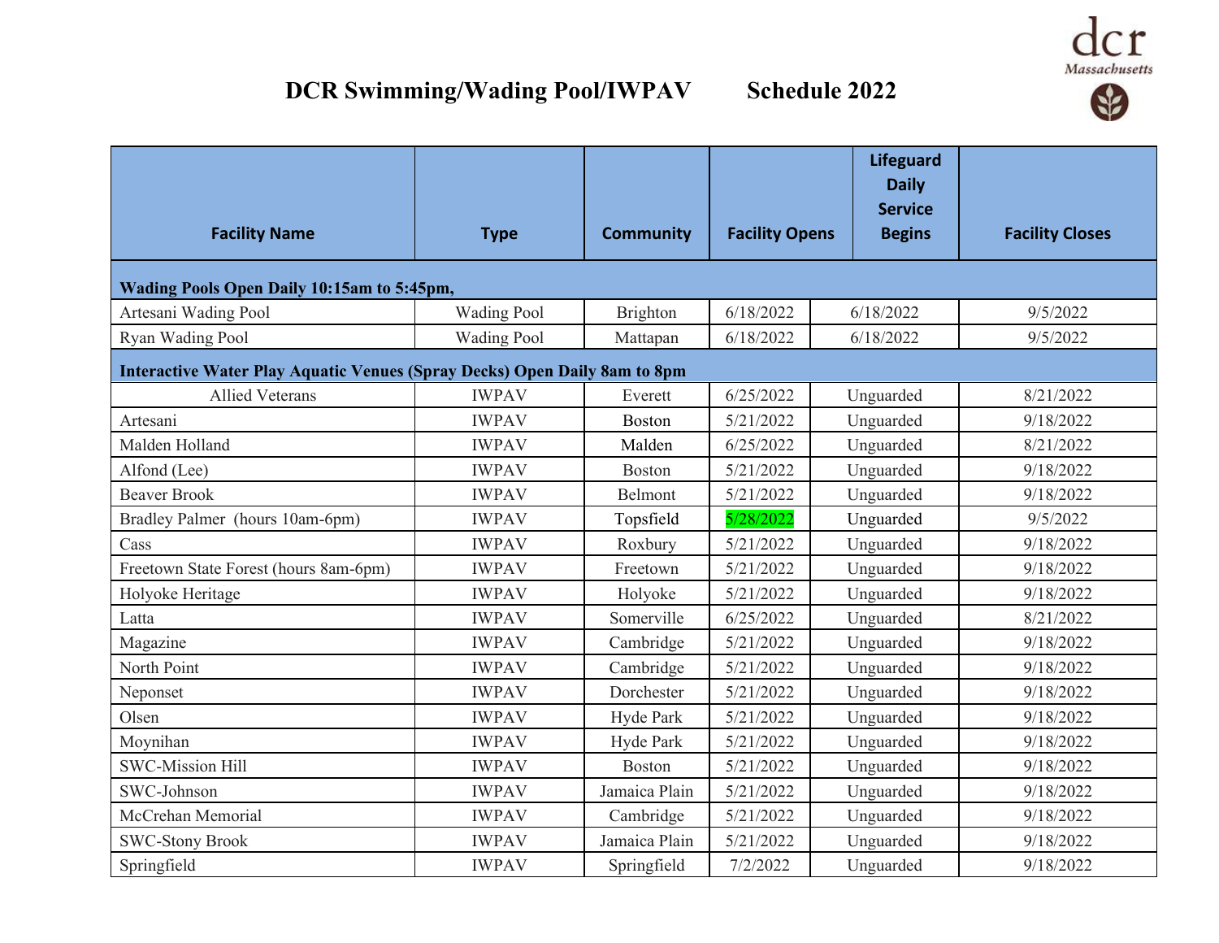# DCR Swimming/Wading Pool/IWPAV Schedule 2022

dcr
Massachusetts

| Facility Name | Type | Community | Facility Opens | Lifeguard Daily Service Begins | Facility Closes |
|---|---|---|---|---|---|
| **Wading Pools Open Daily 10:15am to 5:45pm,** | | | | | |
| Artesani Wading Pool | Wading Pool | Brighton | 6/18/2022 | 6/18/2022 | 9/5/2022 |
| Ryan Wading Pool | Wading Pool | Mattapan | 6/18/2022 | 6/18/2022 | 9/5/2022 |
| **Interactive Water Play Aquatic Venues (Spray Decks) Open Daily 8am to 8pm** | | | | | |
| Allied Veterans | IWPAV | Everett | 6/25/2022 | Unguarded | 8/21/2022 |
| Artesani | IWPAV | Boston | 5/21/2022 | Unguarded | 9/18/2022 |
| Malden Holland | IWPAV | Malden | 6/25/2022 | Unguarded | 8/21/2022 |
| Alfond (Lee) | IWPAV | Boston | 5/21/2022 | Unguarded | 9/18/2022 |
| Beaver Brook | IWPAV | Belmont | 5/21/2022 | Unguarded | 9/18/2022 |
| Bradley Palmer (hours 10am-6pm) | IWPAV | Topsfield | 5/28/2022 | Unguarded | 9/5/2022 |
| Cass | IWPAV | Roxbury | 5/21/2022 | Unguarded | 9/18/2022 |
| Freetown State Forest (hours 8am-6pm) | IWPAV | Freetown | 5/21/2022 | Unguarded | 9/18/2022 |
| Holyoke Heritage | IWPAV | Holyoke | 5/21/2022 | Unguarded | 9/18/2022 |
| Latta | IWPAV | Somerville | 6/25/2022 | Unguarded | 8/21/2022 |
| Magazine | IWPAV | Cambridge | 5/21/2022 | Unguarded | 9/18/2022 |
| North Point | IWPAV | Cambridge | 5/21/2022 | Unguarded | 9/18/2022 |
| Neponset | IWPAV | Dorchester | 5/21/2022 | Unguarded | 9/18/2022 |
| Olsen | IWPAV | Hyde Park | 5/21/2022 | Unguarded | 9/18/2022 |
| Moynihan | IWPAV | Hyde Park | 5/21/2022 | Unguarded | 9/18/2022 |
| SWC-Mission Hill | IWPAV | Boston | 5/21/2022 | Unguarded | 9/18/2022 |
| SWC-Johnson | IWPAV | Jamaica Plain | 5/21/2022 | Unguarded | 9/18/2022 |
| McCrehan Memorial | IWPAV | Cambridge | 5/21/2022 | Unguarded | 9/18/2022 |
| SWC-Stony Brook | IWPAV | Jamaica Plain | 5/21/2022 | Unguarded | 9/18/2022 |
| Springfield | IWPAV | Springfield | 7/2/2022 | Unguarded | 9/18/2022 |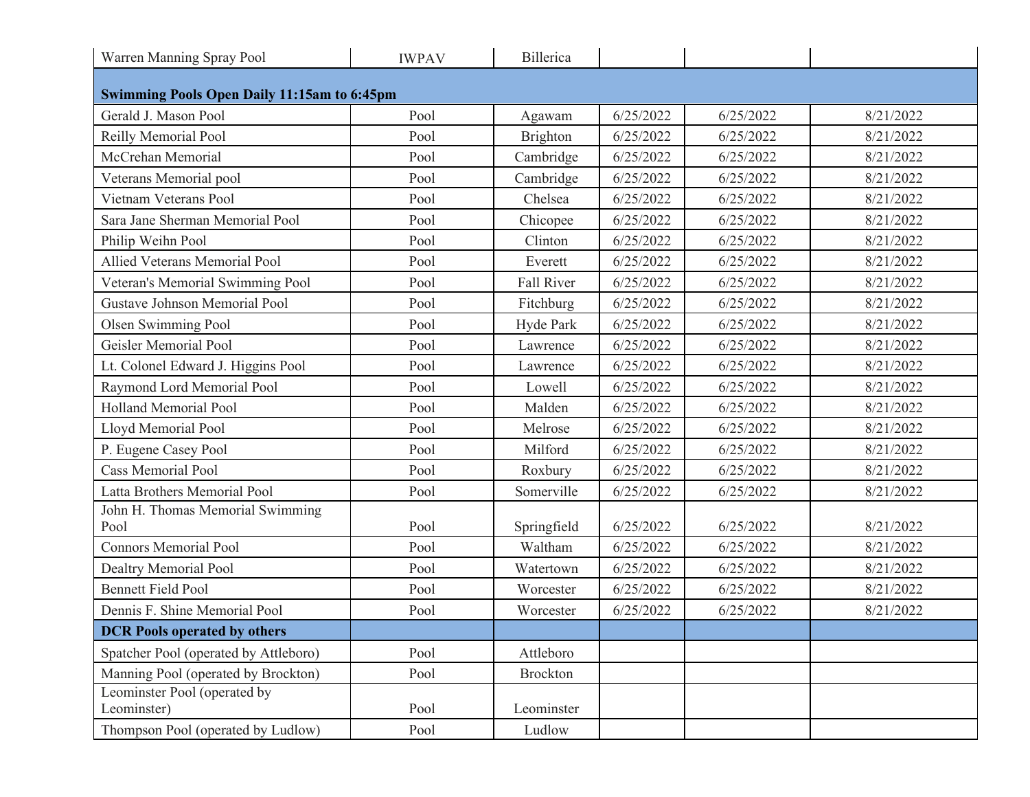| Warren Manning Spray Pool | IWPAV | Billerica | | | |
|---|---|---|---|---|---|
| **Swimming Pools Open Daily 11:15am to 6:45pm** | | | | | |
| Gerald J. Mason Pool | Pool | Agawam | 6/25/2022 | 6/25/2022 | 8/21/2022 |
| Reilly Memorial Pool | Pool | Brighton | 6/25/2022 | 6/25/2022 | 8/21/2022 |
| McCrehan Memorial | Pool | Cambridge | 6/25/2022 | 6/25/2022 | 8/21/2022 |
| Veterans Memorial pool | Pool | Cambridge | 6/25/2022 | 6/25/2022 | 8/21/2022 |
| Vietnam Veterans Pool | Pool | Chelsea | 6/25/2022 | 6/25/2022 | 8/21/2022 |
| Sara Jane Sherman Memorial Pool | Pool | Chicopee | 6/25/2022 | 6/25/2022 | 8/21/2022 |
| Philip Weihn Pool | Pool | Clinton | 6/25/2022 | 6/25/2022 | 8/21/2022 |
| Allied Veterans Memorial Pool | Pool | Everett | 6/25/2022 | 6/25/2022 | 8/21/2022 |
| Veteran's Memorial Swimming Pool | Pool | Fall River | 6/25/2022 | 6/25/2022 | 8/21/2022 |
| Gustave Johnson Memorial Pool | Pool | Fitchburg | 6/25/2022 | 6/25/2022 | 8/21/2022 |
| Olsen Swimming Pool | Pool | Hyde Park | 6/25/2022 | 6/25/2022 | 8/21/2022 |
| Geisler Memorial Pool | Pool | Lawrence | 6/25/2022 | 6/25/2022 | 8/21/2022 |
| Lt. Colonel Edward J. Higgins Pool | Pool | Lawrence | 6/25/2022 | 6/25/2022 | 8/21/2022 |
| Raymond Lord Memorial Pool | Pool | Lowell | 6/25/2022 | 6/25/2022 | 8/21/2022 |
| Holland Memorial Pool | Pool | Malden | 6/25/2022 | 6/25/2022 | 8/21/2022 |
| Lloyd Memorial Pool | Pool | Melrose | 6/25/2022 | 6/25/2022 | 8/21/2022 |
| P. Eugene Casey Pool | Pool | Milford | 6/25/2022 | 6/25/2022 | 8/21/2022 |
| Cass Memorial Pool | Pool | Roxbury | 6/25/2022 | 6/25/2022 | 8/21/2022 |
| Latta Brothers Memorial Pool | Pool | Somerville | 6/25/2022 | 6/25/2022 | 8/21/2022 |
| John H. Thomas Memorial Swimming Pool | Pool | Springfield | 6/25/2022 | 6/25/2022 | 8/21/2022 |
| Connors Memorial Pool | Pool | Waltham | 6/25/2022 | 6/25/2022 | 8/21/2022 |
| Dealtry Memorial Pool | Pool | Watertown | 6/25/2022 | 6/25/2022 | 8/21/2022 |
| Bennett Field Pool | Pool | Worcester | 6/25/2022 | 6/25/2022 | 8/21/2022 |
| Dennis F. Shine Memorial Pool | Pool | Worcester | 6/25/2022 | 6/25/2022 | 8/21/2022 |
| **DCR Pools operated by others** | | | | | |
| Spatcher Pool (operated by Attleboro) | Pool | Attleboro | | | |
| Manning Pool (operated by Brockton) | Pool | Brockton | | | |
| Leominster Pool (operated by Leominster) | Pool | Leominster | | | |
| Thompson Pool (operated by Ludlow) | Pool | Ludlow | | | |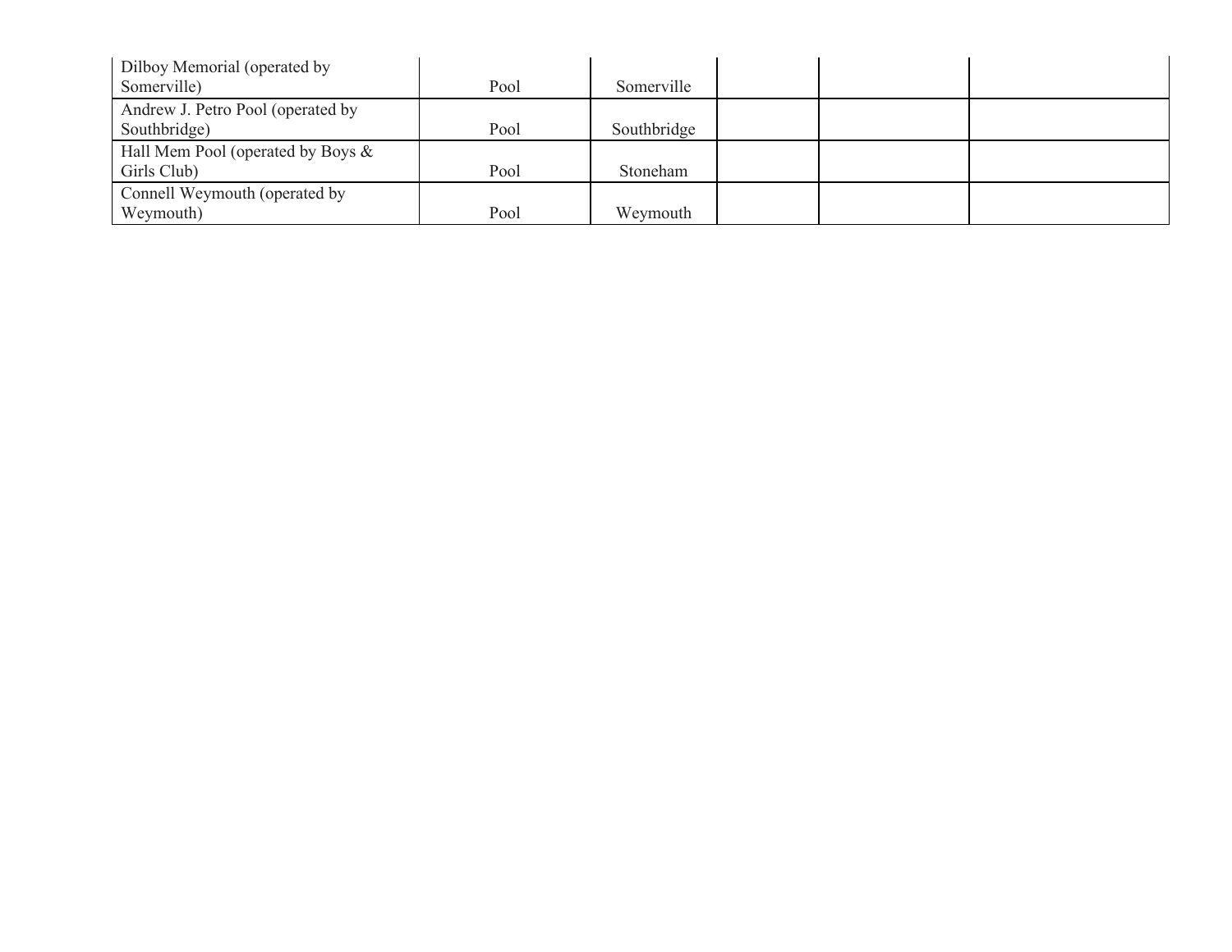| | | | | | |
|---|---|---|---|---|---|
| Dilboy Memorial (operated by Somerville) | Pool | Somerville | | | |
| Andrew J. Petro Pool (operated by Southbridge) | Pool | Southbridge | | | |
| Hall Mem Pool (operated by Boys & Girls Club) | Pool | Stoneham | | | |
| Connell Weymouth (operated by Weymouth) | Pool | Weymouth | | | |